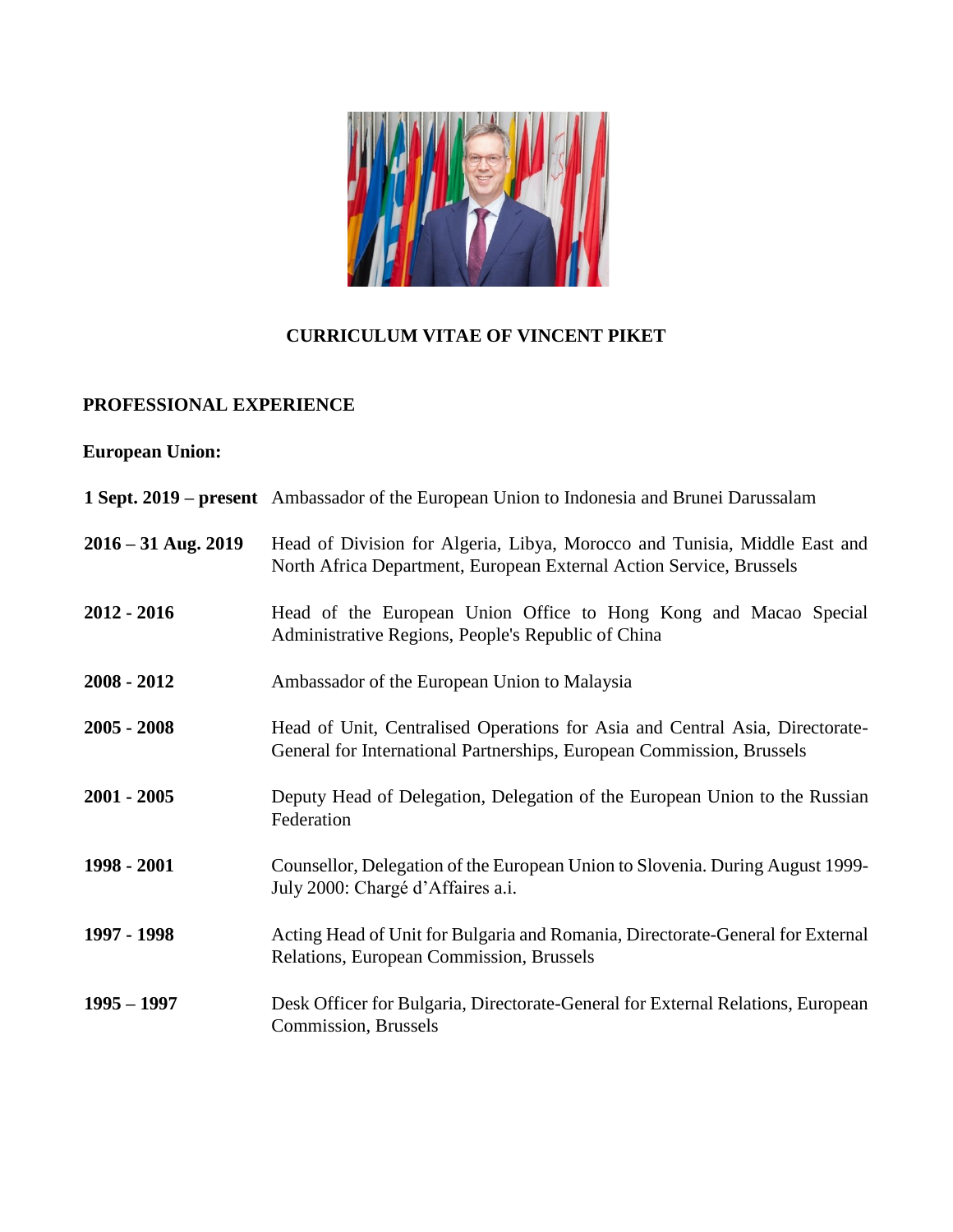# CURRICULUM VITAE OF VINCENT PIKET

## PROFESSIONAL EXPERIENCE

### European Union:

| | |
|---|---|
| **1 Sept. 2019 – present** | Ambassador of the European Union to Indonesia and Brunei Darussalam |
| **2016 – 31 Aug. 2019** | Head of Division for Algeria, Libya, Morocco and Tunisia, Middle East and North Africa Department, European External Action Service, Brussels |
| **2012 - 2016** | Head of the European Union Office to Hong Kong and Macao Special Administrative Regions, People's Republic of China |
| **2008 - 2012** | Ambassador of the European Union to Malaysia |
| **2005 - 2008** | Head of Unit, Centralised Operations for Asia and Central Asia, Directorate-General for International Partnerships, European Commission, Brussels |
| **2001 - 2005** | Deputy Head of Delegation, Delegation of the European Union to the Russian Federation |
| **1998 - 2001** | Counsellor, Delegation of the European Union to Slovenia. During August 1999-July 2000: Chargé d'Affaires a.i. |
| **1997 - 1998** | Acting Head of Unit for Bulgaria and Romania, Directorate-General for External Relations, European Commission, Brussels |
| **1995 – 1997** | Desk Officer for Bulgaria, Directorate-General for External Relations, European Commission, Brussels |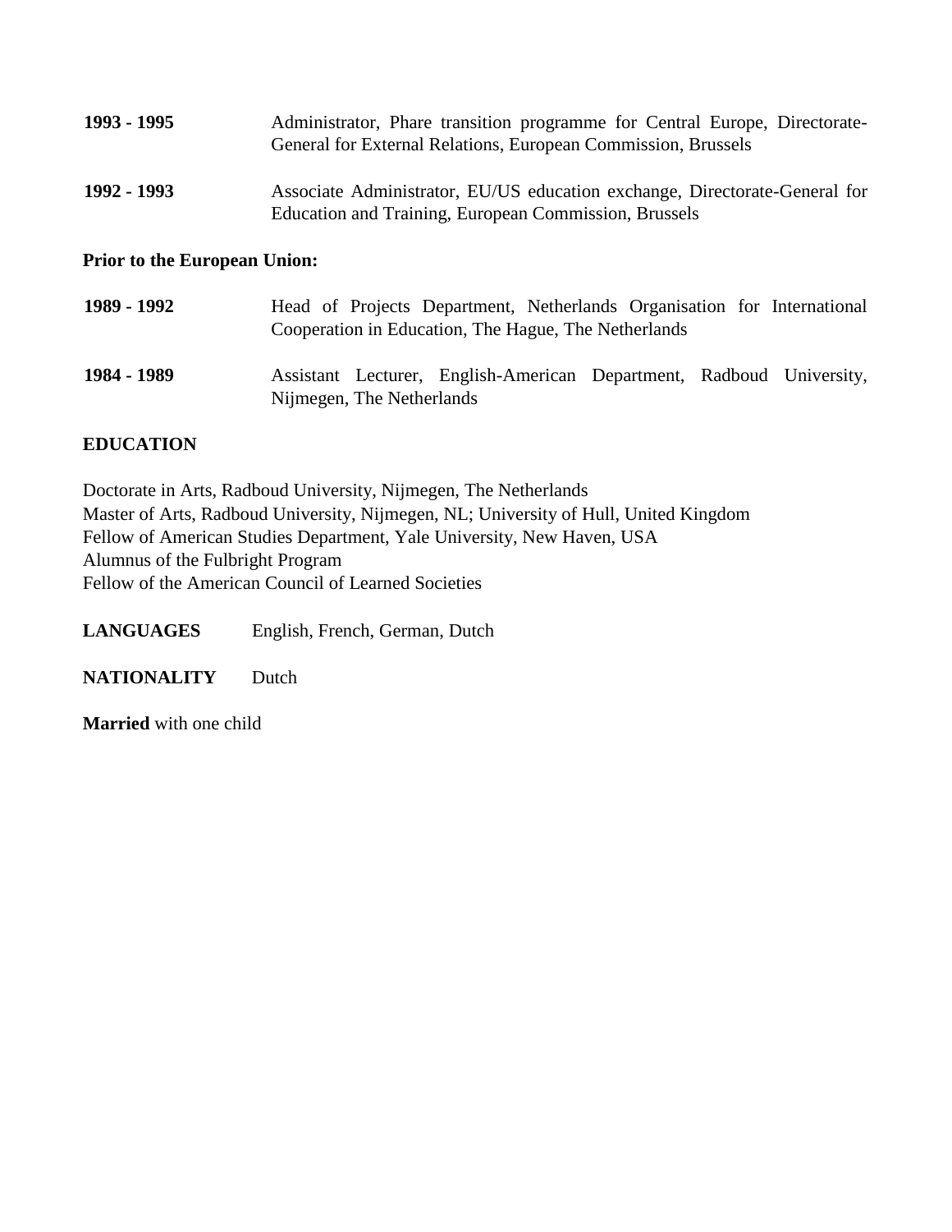**1993 - 1995** Administrator, Phare transition programme for Central Europe, Directorate-General for External Relations, European Commission, Brussels

**1992 - 1993** Associate Administrator, EU/US education exchange, Directorate-General for Education and Training, European Commission, Brussels

**Prior to the European Union:**

**1989 - 1992** Head of Projects Department, Netherlands Organisation for International Cooperation in Education, The Hague, The Netherlands

**1984 - 1989** Assistant Lecturer, English-American Department, Radboud University, Nijmegen, The Netherlands

**EDUCATION**

Doctorate in Arts, Radboud University, Nijmegen, The Netherlands
Master of Arts, Radboud University, Nijmegen, NL; University of Hull, United Kingdom
Fellow of American Studies Department, Yale University, New Haven, USA
Alumnus of the Fulbright Program
Fellow of the American Council of Learned Societies

**LANGUAGES** English, French, German, Dutch

**NATIONALITY** Dutch

**Married** with one child